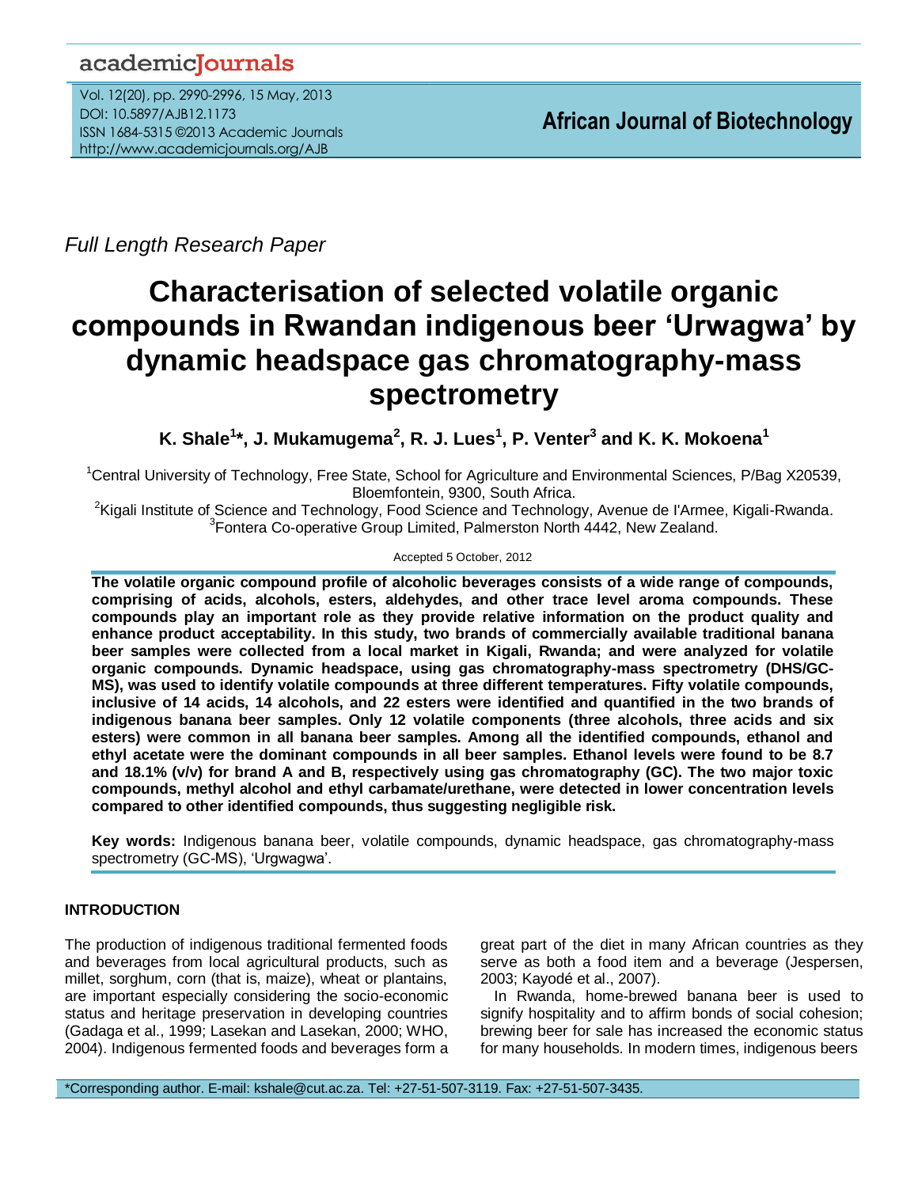academicJournals

*Full Length Research Paper*

# Characterisation of selected volatile organic compounds in Rwandan indigenous beer 'Urwagwa' by dynamic headspace gas chromatography-mass spectrometry

**K. Shale[1]*, J. Mukamugema[2], R. J. Lues[1], P. Venter[3] and K. K. Mokoena[1]**

[1]Central University of Technology, Free State, School for Agriculture and Environmental Sciences, P/Bag X20539, Bloemfontein, 9300, South Africa.

[2]Kigali Institute of Science and Technology, Food Science and Technology, Avenue de l'Armee, Kigali-Rwanda.

[3]Fontera Co-operative Group Limited, Palmerston North 4442, New Zealand.

Accepted 5 October, 2012

**The volatile organic compound profile of alcoholic beverages consists of a wide range of compounds, comprising of acids, alcohols, esters, aldehydes, and other trace level aroma compounds. These compounds play an important role as they provide relative information on the product quality and enhance product acceptability. In this study, two brands of commercially available traditional banana beer samples were collected from a local market in Kigali, Rwanda; and were analyzed for volatile organic compounds. Dynamic headspace, using gas chromatography-mass spectrometry (DHS/GC-MS), was used to identify volatile compounds at three different temperatures. Fifty volatile compounds, inclusive of 14 acids, 14 alcohols, and 22 esters were identified and quantified in the two brands of indigenous banana beer samples. Only 12 volatile components (three alcohols, three acids and six esters) were common in all banana beer samples. Among all the identified compounds, ethanol and ethyl acetate were the dominant compounds in all beer samples. Ethanol levels were found to be 8.7 and 18.1% (v/v) for brand A and B, respectively using gas chromatography (GC). The two major toxic compounds, methyl alcohol and ethyl carbamate/urethane, were detected in lower concentration levels compared to other identified compounds, thus suggesting negligible risk.**

**Key words:** Indigenous banana beer, volatile compounds, dynamic headspace, gas chromatography-mass spectrometry (GC-MS), 'Urgwagwa'.

## INTRODUCTION

The production of indigenous traditional fermented foods and beverages from local agricultural products, such as millet, sorghum, corn (that is, maize), wheat or plantains, are important especially considering the socio-economic status and heritage preservation in developing countries (Gadaga et al., 1999; Lasekan and Lasekan, 2000; WHO, 2004). Indigenous fermented foods and beverages form a great part of the diet in many African countries as they serve as both a food item and a beverage (Jespersen, 2003; Kayodé et al., 2007).

In Rwanda, home-brewed banana beer is used to signify hospitality and to affirm bonds of social cohesion; brewing beer for sale has increased the economic status for many households. In modern times, indigenous beers

*Corresponding author. E-mail: kshale@cut.ac.za. Tel: +27-51-507-3119. Fax: +27-51-507-3435.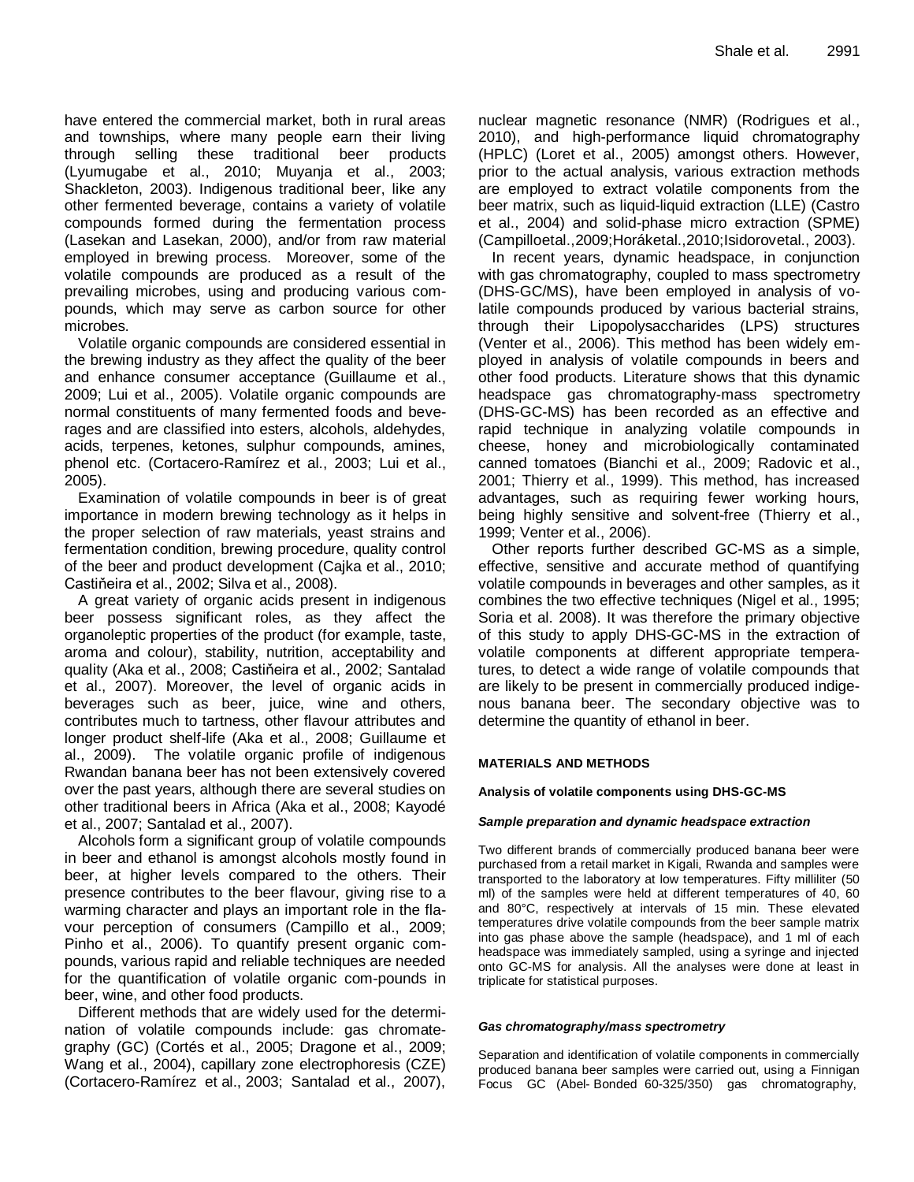have entered the commercial market, both in rural areas and townships, where many people earn their living through selling these traditional beer products (Lyumugabe et al., 2010; Muyanja et al., 2003; Shackleton, 2003). Indigenous traditional beer, like any other fermented beverage, contains a variety of volatile compounds formed during the fermentation process (Lasekan and Lasekan, 2000), and/or from raw material employed in brewing process. Moreover, some of the volatile compounds are produced as a result of the prevailing microbes, using and producing various compounds, which may serve as carbon source for other microbes.

Volatile organic compounds are considered essential in the brewing industry as they affect the quality of the beer and enhance consumer acceptance (Guillaume et al., 2009; Lui et al., 2005). Volatile organic compounds are normal constituents of many fermented foods and beverages and are classified into esters, alcohols, aldehydes, acids, terpenes, ketones, sulphur compounds, amines, phenol etc. (Cortacero-Ramírez et al., 2003; Lui et al., 2005).

Examination of volatile compounds in beer is of great importance in modern brewing technology as it helps in the proper selection of raw materials, yeast strains and fermentation condition, brewing procedure, quality control of the beer and product development (Cajka et al., 2010; Castiňeira et al., 2002; Silva et al., 2008).

A great variety of organic acids present in indigenous beer possess significant roles, as they affect the organoleptic properties of the product (for example, taste, aroma and colour), stability, nutrition, acceptability and quality (Aka et al., 2008; Castiňeira et al., 2002; Santalad et al., 2007). Moreover, the level of organic acids in beverages such as beer, juice, wine and others, contributes much to tartness, other flavour attributes and longer product shelf-life (Aka et al., 2008; Guillaume et al., 2009). The volatile organic profile of indigenous Rwandan banana beer has not been extensively covered over the past years, although there are several studies on other traditional beers in Africa (Aka et al., 2008; Kayodé et al., 2007; Santalad et al., 2007).

Alcohols form a significant group of volatile compounds in beer and ethanol is amongst alcohols mostly found in beer, at higher levels compared to the others. Their presence contributes to the beer flavour, giving rise to a warming character and plays an important role in the flavour perception of consumers (Campillo et al., 2009; Pinho et al., 2006). To quantify present organic compounds, various rapid and reliable techniques are needed for the quantification of volatile organic com-pounds in beer, wine, and other food products.

Different methods that are widely used for the determination of volatile compounds include: gas chromategraphy (GC) (Cortés et al., 2005; Dragone et al., 2009; Wang et al., 2004), capillary zone electrophoresis (CZE) (Cortacero-Ramírez et al., 2003; Santalad et al., 2007), nuclear magnetic resonance (NMR) (Rodrigues et al., 2010), and high-performance liquid chromatography (HPLC) (Loret et al., 2005) amongst others. However, prior to the actual analysis, various extraction methods are employed to extract volatile components from the beer matrix, such as liquid-liquid extraction (LLE) (Castro et al., 2004) and solid-phase micro extraction (SPME) (Campilloetal.,2009;Horáketal.,2010;Isidorovetal., 2003).

In recent years, dynamic headspace, in conjunction with gas chromatography, coupled to mass spectrometry (DHS-GC/MS), have been employed in analysis of volatile compounds produced by various bacterial strains, through their Lipopolysaccharides (LPS) structures (Venter et al., 2006). This method has been widely employed in analysis of volatile compounds in beers and other food products. Literature shows that this dynamic headspace gas chromatography-mass spectrometry (DHS-GC-MS) has been recorded as an effective and rapid technique in analyzing volatile compounds in cheese, honey and microbiologically contaminated canned tomatoes (Bianchi et al., 2009; Radovic et al., 2001; Thierry et al., 1999). This method, has increased advantages, such as requiring fewer working hours, being highly sensitive and solvent-free (Thierry et al., 1999; Venter et al., 2006).

Other reports further described GC-MS as a simple, effective, sensitive and accurate method of quantifying volatile compounds in beverages and other samples, as it combines the two effective techniques (Nigel et al., 1995; Soria et al. 2008). It was therefore the primary objective of this study to apply DHS-GC-MS in the extraction of volatile components at different appropriate temperatures, to detect a wide range of volatile compounds that are likely to be present in commercially produced indigenous banana beer. The secondary objective was to determine the quantity of ethanol in beer.

## MATERIALS AND METHODS

### Analysis of volatile components using DHS-GC-MS

#### *Sample preparation and dynamic headspace extraction*

Two different brands of commercially produced banana beer were purchased from a retail market in Kigali, Rwanda and samples were transported to the laboratory at low temperatures. Fifty milliliter (50 ml) of the samples were held at different temperatures of 40, 60 and 80°C, respectively at intervals of 15 min. These elevated temperatures drive volatile compounds from the beer sample matrix into gas phase above the sample (headspace), and 1 ml of each headspace was immediately sampled, using a syringe and injected onto GC-MS for analysis. All the analyses were done at least in triplicate for statistical purposes.

#### *Gas chromatography/mass spectrometry*

Separation and identification of volatile components in commercially produced banana beer samples were carried out, using a Finnigan Focus GC (Abel- Bonded 60-325/350) gas chromatography,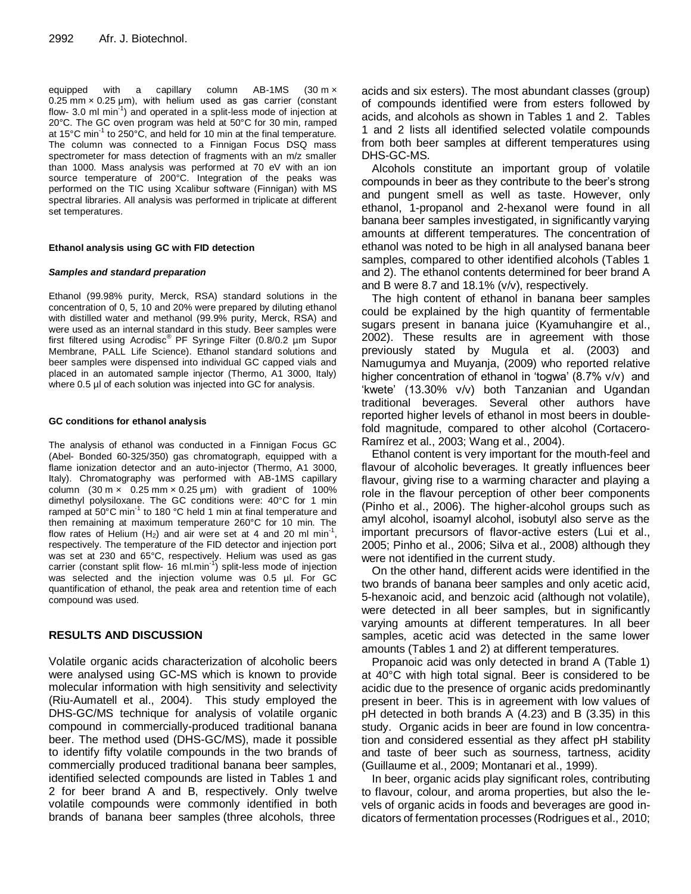equipped with a capillary column AB-1MS (30 m × 0.25 mm × 0.25 µm), with helium used as gas carrier (constant flow- 3.0 ml min$^{-1}$) and operated in a split-less mode of injection at 20°C. The GC oven program was held at 50°C for 30 min, ramped at 15°C min$^{-1}$ to 250°C, and held for 10 min at the final temperature. The column was connected to a Finnigan Focus DSQ mass spectrometer for mass detection of fragments with an m/z smaller than 1000. Mass analysis was performed at 70 eV with an ion source temperature of 200°C. Integration of the peaks was performed on the TIC using Xcalibur software (Finnigan) with MS spectral libraries. All analysis was performed in triplicate at different set temperatures.

#### Ethanol analysis using GC with FID detection

##### *Samples and standard preparation*

Ethanol (99.98% purity, Merck, RSA) standard solutions in the concentration of 0, 5, 10 and 20% were prepared by diluting ethanol with distilled water and methanol (99.9% purity, Merck, RSA) and were used as an internal standard in this study. Beer samples were first filtered using Acrodisc® PF Syringe Filter (0.8/0.2 µm Supor Membrane, PALL Life Science). Ethanol standard solutions and beer samples were dispensed into individual GC capped vials and placed in an automated sample injector (Thermo, A1 3000, Italy) where 0.5 µl of each solution was injected into GC for analysis.

#### GC conditions for ethanol analysis

The analysis of ethanol was conducted in a Finnigan Focus GC (Abel- Bonded 60-325/350) gas chromatograph, equipped with a flame ionization detector and an auto-injector (Thermo, A1 3000, Italy). Chromatography was performed with AB-1MS capillary column (30 m × 0.25 mm × 0.25 µm) with gradient of 100% dimethyl polysiloxane. The GC conditions were: 40°C for 1 min ramped at 50°C min$^{-1}$ to 180 °C held 1 min at final temperature and then remaining at maximum temperature 260°C for 10 min. The flow rates of Helium ($H_2$) and air were set at 4 and 20 ml min$^{-1}$, respectively. The temperature of the FID detector and injection port was set at 230 and 65°C, respectively. Helium was used as gas carrier (constant split flow- 16 ml.min$^{-1}$) split-less mode of injection was selected and the injection volume was 0.5 µl. For GC quantification of ethanol, the peak area and retention time of each compound was used.

## RESULTS AND DISCUSSION

Volatile organic acids characterization of alcoholic beers were analysed using GC-MS which is known to provide molecular information with high sensitivity and selectivity (Riu-Aumatell et al., 2004). This study employed the DHS-GC/MS technique for analysis of volatile organic compound in commercially-produced traditional banana beer. The method used (DHS-GC/MS), made it possible to identify fifty volatile compounds in the two brands of commercially produced traditional banana beer samples, identified selected compounds are listed in Tables 1 and 2 for beer brand A and B, respectively. Only twelve volatile compounds were commonly identified in both brands of banana beer samples (three alcohols, three acids and six esters). The most abundant classes (group) of compounds identified were from esters followed by acids, and alcohols as shown in Tables 1 and 2. Tables 1 and 2 lists all identified selected volatile compounds from both beer samples at different temperatures using DHS-GC-MS.

Alcohols constitute an important group of volatile compounds in beer as they contribute to the beer's strong and pungent smell as well as taste. However, only ethanol, 1-propanol and 2-hexanol were found in all banana beer samples investigated, in significantly varying amounts at different temperatures. The concentration of ethanol was noted to be high in all analysed banana beer samples, compared to other identified alcohols (Tables 1 and 2). The ethanol contents determined for beer brand A and B were 8.7 and 18.1% (v/v), respectively.

The high content of ethanol in banana beer samples could be explained by the high quantity of fermentable sugars present in banana juice (Kyamuhangire et al., 2002). These results are in agreement with those previously stated by Mugula et al. (2003) and Namugumya and Muyanja, (2009) who reported relative higher concentration of ethanol in 'togwa' (8.7% v/v) and 'kwete' (13.30% v/v) both Tanzanian and Ugandan traditional beverages. Several other authors have reported higher levels of ethanol in most beers in double-fold magnitude, compared to other alcohol (Cortacero-Ramírez et al., 2003; Wang et al., 2004).

Ethanol content is very important for the mouth-feel and flavour of alcoholic beverages. It greatly influences beer flavour, giving rise to a warming character and playing a role in the flavour perception of other beer components (Pinho et al., 2006). The higher-alcohol groups such as amyl alcohol, isoamyl alcohol, isobutyl also serve as the important precursors of flavor-active esters (Lui et al., 2005; Pinho et al., 2006; Silva et al., 2008) although they were not identified in the current study.

On the other hand, different acids were identified in the two brands of banana beer samples and only acetic acid, 5-hexanoic acid, and benzoic acid (although not volatile), were detected in all beer samples, but in significantly varying amounts at different temperatures. In all beer samples, acetic acid was detected in the same lower amounts (Tables 1 and 2) at different temperatures.

Propanoic acid was only detected in brand A (Table 1) at 40°C with high total signal. Beer is considered to be acidic due to the presence of organic acids predominantly present in beer. This is in agreement with low values of pH detected in both brands A (4.23) and B (3.35) in this study. Organic acids in beer are found in low concentration and considered essential as they affect pH stability and taste of beer such as sourness, tartness, acidity (Guillaume et al., 2009; Montanari et al., 1999).

In beer, organic acids play significant roles, contributing to flavour, colour, and aroma properties, but also the levels of organic acids in foods and beverages are good indicators of fermentation processes (Rodrigues et al., 2010;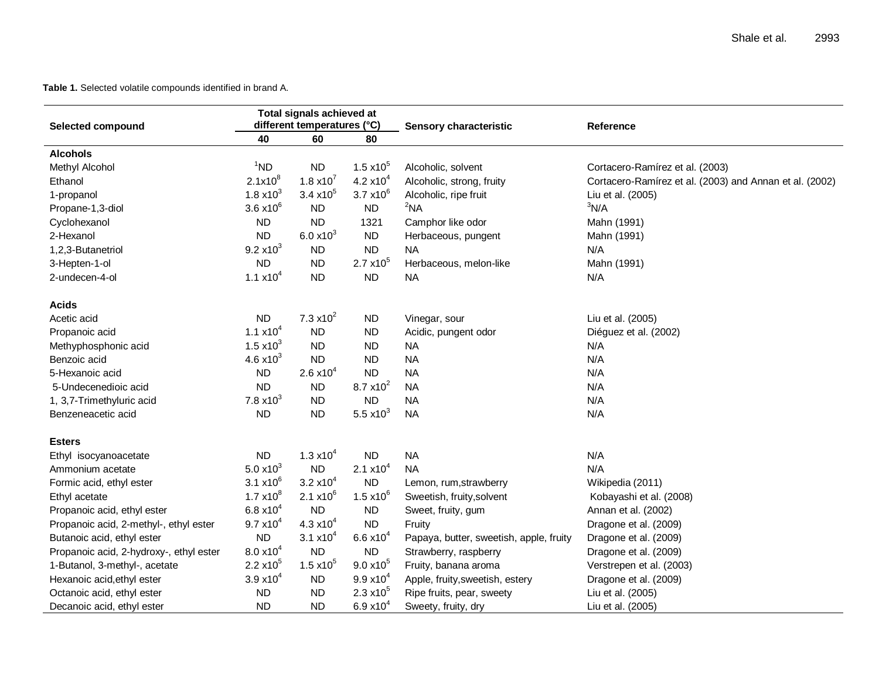**Table 1.** Selected volatile compounds identified in brand A.

| Selected compound | Total signals achieved at different temperatures (°C) | | | Sensory characteristic | Reference |
|---|---|---|---|---|---|
| | 40 | 60 | 80 | | |
| **Alcohols** | | | | | |
| Methyl Alcohol | [1]ND | ND | $1.5 \times 10^5$ | Alcoholic, solvent | Cortacero-Ramírez et al. (2003) |
| Ethanol | $2.1 \times 10^8$ | $1.8 \times 10^7$ | $4.2 \times 10^4$ | Alcoholic, strong, fruity | Cortacero-Ramírez et al. (2003) and Annan et al. (2002) |
| 1-propanol | $1.8 \times 10^3$ | $3.4 \times 10^5$ | $3.7 \times 10^6$ | Alcoholic, ripe fruit | Liu et al. (2005) |
| Propane-1,3-diol | $3.6 \times 10^6$ | ND | ND | [2]NA | [3]N/A |
| Cyclohexanol | ND | ND | 1321 | Camphor like odor | Mahn (1991) |
| 2-Hexanol | ND | $6.0 \times 10^3$ | ND | Herbaceous, pungent | Mahn (1991) |
| 1,2,3-Butanetriol | $9.2 \times 10^3$ | ND | ND | NA | N/A |
| 3-Hepten-1-ol | ND | ND | $2.7 \times 10^5$ | Herbaceous, melon-like | Mahn (1991) |
| 2-undecen-4-ol | $1.1 \times 10^4$ | ND | ND | NA | N/A |
| **Acids** | | | | | |
| Acetic acid | ND | $7.3 \times 10^2$ | ND | Vinegar, sour | Liu et al. (2005) |
| Propanoic acid | $1.1 \times 10^4$ | ND | ND | Acidic, pungent odor | Diéguez et al. (2002) |
| Methyphosphonic acid | $1.5 \times 10^3$ | ND | ND | NA | N/A |
| Benzoic acid | $4.6 \times 10^3$ | ND | ND | NA | N/A |
| 5-Hexanoic acid | ND | $2.6 \times 10^4$ | ND | NA | N/A |
| 5-Undecenedioic acid | ND | ND | $8.7 \times 10^2$ | NA | N/A |
| 1, 3,7-Trimethyluric acid | $7.8 \times 10^3$ | ND | ND | NA | N/A |
| Benzeneacetic acid | ND | ND | $5.5 \times 10^3$ | NA | N/A |
| **Esters** | | | | | |
| Ethyl isocyanoacetate | ND | $1.3 \times 10^4$ | ND | NA | N/A |
| Ammonium acetate | $5.0 \times 10^3$ | ND | $2.1 \times 10^4$ | NA | N/A |
| Formic acid, ethyl ester | $3.1 \times 10^6$ | $3.2 \times 10^4$ | ND | Lemon, rum,strawberry | Wikipedia (2011) |
| Ethyl acetate | $1.7 \times 10^8$ | $2.1 \times 10^6$ | $1.5 \times 10^6$ | Sweetish, fruity,solvent | Kobayashi et al. (2008) |
| Propanoic acid, ethyl ester | $6.8 \times 10^4$ | ND | ND | Sweet, fruity, gum | Annan et al. (2002) |
| Propanoic acid, 2-methyl-, ethyl ester | $9.7 \times 10^4$ | $4.3 \times 10^4$ | ND | Fruity | Dragone et al. (2009) |
| Butanoic acid, ethyl ester | ND | $3.1 \times 10^4$ | $6.6 \times 10^4$ | Papaya, butter, sweetish, apple, fruity | Dragone et al. (2009) |
| Propanoic acid, 2-hydroxy-, ethyl ester | $8.0 \times 10^4$ | ND | ND | Strawberry, raspberry | Dragone et al. (2009) |
| 1-Butanol, 3-methyl-, acetate | $2.2 \times 10^5$ | $1.5 \times 10^5$ | $9.0 \times 10^5$ | Fruity, banana aroma | Verstrepen et al. (2003) |
| Hexanoic acid,ethyl ester | $3.9 \times 10^4$ | ND | $9.9 \times 10^4$ | Apple, fruity,sweetish, estery | Dragone et al. (2009) |
| Octanoic acid, ethyl ester | ND | ND | $2.3 \times 10^5$ | Ripe fruits, pear, sweety | Liu et al. (2005) |
| Decanoic acid, ethyl ester | ND | ND | $6.9 \times 10^4$ | Sweety, fruity, dry | Liu et al. (2005) |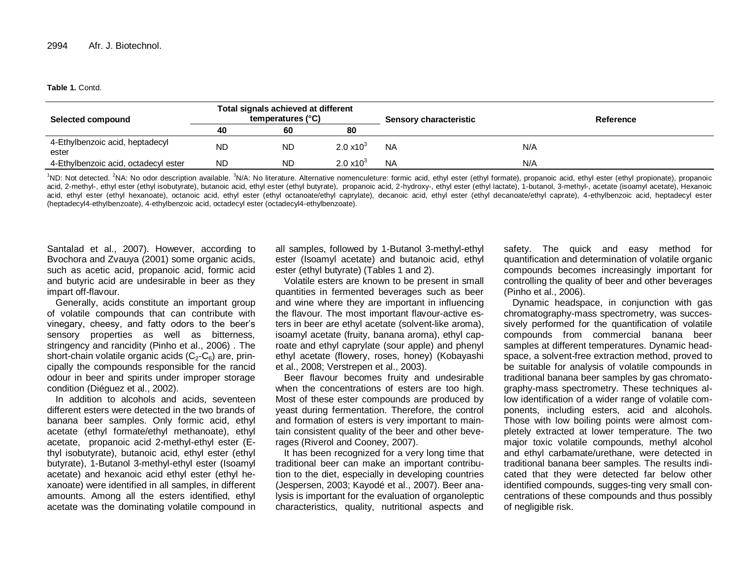**Table 1.** Contd.

| Selected compound | Total signals achieved at different temperatures (°C) | | | Sensory characteristic | Reference |
|---|---|---|---|---|---|
| | 40 | 60 | 80 | | |
| 4-Ethylbenzoic acid, heptadecyl ester | ND | ND | $2.0 \times 10^3$ | NA | N/A |
| 4-Ethylbenzoic acid, octadecyl ester | ND | ND | $2.0 \times 10^3$ | NA | N/A |

[1]ND: Not detected. [2]NA: No odor description available. [3]N/A: No literature. Alternative nomenculeture: formic acid, ethyl ester (ethyl formate), propanoic acid, ethyl ester (ethyl propionate), propanoic acid, 2-methyl-, ethyl ester (ethyl isobutyrate), butanoic acid, ethyl ester (ethyl butyrate), propanoic acid, 2-hydroxy-, ethyl ester (ethyl lactate), 1-butanol, 3-methyl-, acetate (isoamyl acetate), Hexanoic acid, ethyl ester (ethyl hexanoate), octanoic acid, ethyl ester (ethyl octanoate/ethyl caprylate), decanoic acid, ethyl ester (ethyl decanoate/ethyl caprate), 4-ethylbenzoic acid, heptadecyl ester (heptadecyl4-ethylbenzoate), 4-ethylbenzoic acid, octadecyl ester (octadecyl4-ethylbenzoate).

Santalad et al., 2007). However, according to Bvochora and Zvauya (2001) some organic acids, such as acetic acid, propanoic acid, formic acid and butyric acid are undesirable in beer as they impart off-flavour.

Generally, acids constitute an important group of volatile compounds that can contribute with vinegary, cheesy, and fatty odors to the beer's sensory properties as well as bitterness, stringency and rancidity (Pinho et al., 2006) . The short-chain volatile organic acids ($C_2$-$C_6$) are, principally the compounds responsible for the rancid odour in beer and spirits under improper storage condition (Diéguez et al., 2002).

In addition to alcohols and acids, seventeen different esters were detected in the two brands of banana beer samples. Only formic acid, ethyl acetate (ethyl formate/ethyl methanoate), ethyl acetate, propanoic acid 2-methyl-ethyl ester (Ethyl isobutyrate), butanoic acid, ethyl ester (ethyl butyrate), 1-Butanol 3-methyl-ethyl ester (Isoamyl acetate) and hexanoic acid ethyl ester (ethyl hexanoate) were identified in all samples, in different amounts. Among all the esters identified, ethyl acetate was the dominating volatile compound in all samples, followed by 1-Butanol 3-methyl-ethyl ester (Isoamyl acetate) and butanoic acid, ethyl ester (ethyl butyrate) (Tables 1 and 2).

Volatile esters are known to be present in small quantities in fermented beverages such as beer and wine where they are important in influencing the flavour. The most important flavour-active esters in beer are ethyl acetate (solvent-like aroma), isoamyl acetate (fruity, banana aroma), ethyl caproate and ethyl caprylate (sour apple) and phenyl ethyl acetate (flowery, roses, honey) (Kobayashi et al., 2008; Verstrepen et al., 2003).

Beer flavour becomes fruity and undesirable when the concentrations of esters are too high. Most of these ester compounds are produced by yeast during fermentation. Therefore, the control and formation of esters is very important to maintain consistent quality of the beer and other beverages (Riverol and Cooney, 2007).

It has been recognized for a very long time that traditional beer can make an important contribution to the diet, especially in developing countries (Jespersen, 2003; Kayodé et al., 2007). Beer analysis is important for the evaluation of organoleptic characteristics, quality, nutritional aspects and safety. The quick and easy method for quantification and determination of volatile organic compounds becomes increasingly important for controlling the quality of beer and other beverages (Pinho et al., 2006).

Dynamic headspace, in conjunction with gas chromatography-mass spectrometry, was successively performed for the quantification of volatile compounds from commercial banana beer samples at different temperatures. Dynamic headspace, a solvent-free extraction method, proved to be suitable for analysis of volatile compounds in traditional banana beer samples by gas chromatography-mass spectrometry. These techniques allow identification of a wider range of volatile components, including esters, acid and alcohols. Those with low boiling points were almost completely extracted at lower temperature. The two major toxic volatile compounds, methyl alcohol and ethyl carbamate/urethane, were detected in traditional banana beer samples. The results indicated that they were detected far below other identified compounds, sugges-ting very small concentrations of these compounds and thus possibly of negligible risk.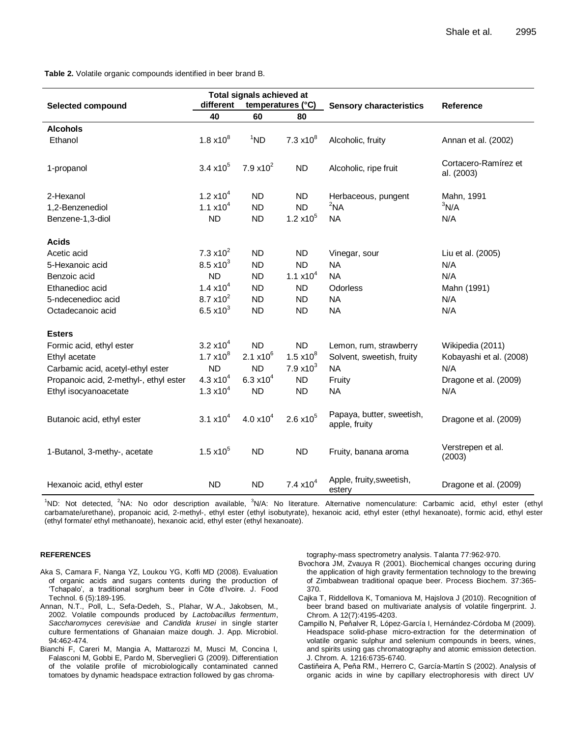**Table 2.** Volatile organic compounds identified in beer brand B.

| Selected compound | Total signals achieved at different temperatures (°C) | | | Sensory characteristics | Reference |
|---|---|---|---|---|---|
| | 40 | 60 | 80 | | |
| **Alcohols** | | | | | |
| Ethanol | $1.8 \times 10^8$ | [1]ND | $7.3 \times 10^8$ | Alcoholic, fruity | Annan et al. (2002) |
| 1-propanol | $3.4 \times 10^5$ | $7.9 \times 10^2$ | ND | Alcoholic, ripe fruit | Cortacero-Ramírez et al. (2003) |
| 2-Hexanol | $1.2 \times 10^4$ | ND | ND | Herbaceous, pungent | Mahn, 1991 |
| 1,2-Benzenediol | $1.1 \times 10^4$ | ND | ND | [2]NA | [3]N/A |
| Benzene-1,3-diol | ND | ND | $1.2 \times 10^5$ | NA | N/A |
| **Acids** | | | | | |
| Acetic acid | $7.3 \times 10^2$ | ND | ND | Vinegar, sour | Liu et al. (2005) |
| 5-Hexanoic acid | $8.5 \times 10^3$ | ND | ND | NA | N/A |
| Benzoic acid | ND | ND | $1.1 \times 10^4$ | NA | N/A |
| Ethanedioc acid | $1.4 \times 10^4$ | ND | ND | Odorless | Mahn (1991) |
| 5-ndecenedioc acid | $8.7 \times 10^2$ | ND | ND | NA | N/A |
| Octadecanoic acid | $6.5 \times 10^3$ | ND | ND | NA | N/A |
| **Esters** | | | | | |
| Formic acid, ethyl ester | $3.2 \times 10^4$ | ND | ND | Lemon, rum, strawberry | Wikipedia (2011) |
| Ethyl acetate | $1.7 \times 10^8$ | $2.1 \times 10^6$ | $1.5 \times 10^8$ | Solvent, sweetish, fruity | Kobayashi et al. (2008) |
| Carbamic acid, acetyl-ethyl ester | ND | ND | $7.9 \times 10^3$ | NA | N/A |
| Propanoic acid, 2-methyl-, ethyl ester | $4.3 \times 10^4$ | $6.3 \times 10^4$ | ND | Fruity | Dragone et al. (2009) |
| Ethyl isocyanoacetate | $1.3 \times 10^4$ | ND | ND | NA | N/A |
| Butanoic acid, ethyl ester | $3.1 \times 10^4$ | $4.0 \times 10^4$ | $2.6 \times 10^5$ | Papaya, butter, sweetish, apple, fruity | Dragone et al. (2009) |
| 1-Butanol, 3-methy-, acetate | $1.5 \times 10^5$ | ND | ND | Fruity, banana aroma | Verstrepen et al. (2003) |
| Hexanoic acid, ethyl ester | ND | ND | $7.4 \times 10^4$ | Apple, fruity,sweetish, estery | Dragone et al. (2009) |

[1]ND: Not detected, [2]NA: No odor description available, [3]N/A: No literature. Alternative nomenculature: Carbamic acid, ethyl ester (ethyl carbamate/urethane), propanoic acid, 2-methyl-, ethyl ester (ethyl isobutyrate), hexanoic acid, ethyl ester (ethyl hexanoate), formic acid, ethyl ester (ethyl formate/ ethyl methanoate), hexanoic acid, ethyl ester (ethyl hexanoate).

## REFERENCES

Aka S, Camara F, Nanga YZ, Loukou YG, Koffi MD (2008). Evaluation of organic acids and sugars contents during the production of 'Tchapalo', a traditional sorghum beer in Côte d'Ivoire. J. Food Technol. 6 (5):189-195.

Annan, N.T., Poll, L., Sefa-Dedeh, S., Plahar, W.A., Jakobsen, M., 2002. Volatile compounds produced by *Lactobacillus fermentum*, *Saccharomyces cerevisiae* and *Candida krusei* in single starter culture fermentations of Ghanaian maize dough. J. App. Microbiol. 94:462-474.

Bianchi F, Careri M, Mangia A, Mattarozzi M, Musci M, Concina I, Falasconi M, Gobbi E, Pardo M, Sberveglieri G (2009). Differentiation of the volatile profile of microbiologically contaminated canned tomatoes by dynamic headspace extraction followed by gas chromatography-mass spectrometry analysis. Talanta 77:962-970.

Bvochora JM, Zvauya R (2001). Biochemical changes occuring during the application of high gravity fermentation technology to the brewing of Zimbabwean traditional opaque beer. Process Biochem. 37:365-370.

Cajka T, Riddellova K, Tomaniova M, Hajslova J (2010). Recognition of beer brand based on multivariate analysis of volatile fingerprint. J. Chrom. A 12(7):4195-4203.

Campillo N, Peňalver R, López-García I, Hernández-Córdoba M (2009). Headspace solid-phase micro-extraction for the determination of volatile organic sulphur and selenium compounds in beers, wines, and spirits using gas chromatography and atomic emission detection. J. Chrom. A. 1216:6735-6740.

Castiňeira A, Peňa RM., Herrero C, García-Martín S (2002). Analysis of organic acids in wine by capillary electrophoresis with direct UV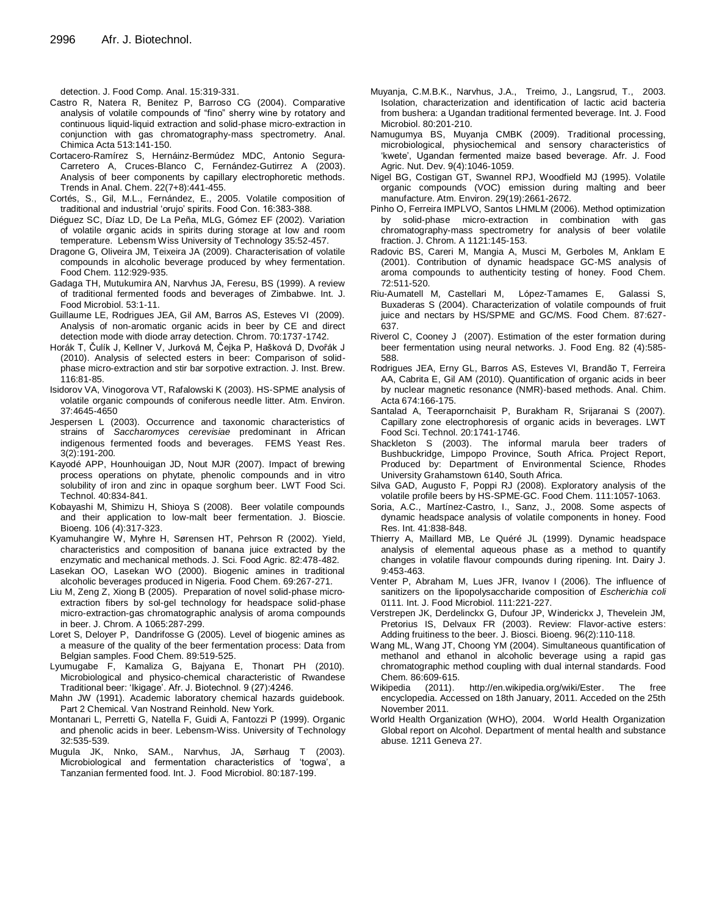detection. J. Food Comp. Anal. 15:319-331.

Castro R, Natera R, Benitez P, Barroso CG (2004). Comparative analysis of volatile compounds of "fino" sherry wine by rotatory and continuous liquid-liquid extraction and solid-phase micro-extraction in conjunction with gas chromatography-mass spectrometry. Anal. Chimica Acta 513:141-150.

Cortacero-Ramírez S, Hernáinz-Bermúdez MDC, Antonio Segura-Carretero A, Cruces-Blanco C, Fernández-Gutirrez A (2003). Analysis of beer components by capillary electrophoretic methods. Trends in Anal. Chem. 22(7+8):441-455.

Cortés, S., Gil, M.L., Fernández, E., 2005. Volatile composition of traditional and industrial 'orujo' spirits. Food Con. 16:383-388.

Diéguez SC, Díaz LD, De La Peña, MLG, Gómez EF (2002). Variation of volatile organic acids in spirits during storage at low and room temperature. Lebensm Wiss University of Technology 35:52-457.

Dragone G, Oliveira JM, Teixeira JA (2009). Characterisation of volatile compounds in alcoholic beverage produced by whey fermentation. Food Chem. 112:929-935.

Gadaga TH, Mutukumira AN, Narvhus JA, Feresu, BS (1999). A review of traditional fermented foods and beverages of Zimbabwe. Int. J. Food Microbiol. 53:1-11.

Guillaume LE, Rodrigues JEA, Gil AM, Barros AS, Esteves VI (2009). Analysis of non-aromatic organic acids in beer by CE and direct detection mode with diode array detection. Chrom. 70:1737-1742.

Horák T, Čulík J, Kellner V, Jurková M, Čejka P, Hašková D, Dvořák J (2010). Analysis of selected esters in beer: Comparison of solid-phase micro-extraction and stir bar sorpotive extraction. J. Inst. Brew. 116:81-85.

Isidorov VA, Vinogorova VT, Rafalowski K (2003). HS-SPME analysis of volatile organic compounds of coniferous needle litter. Atm. Environ. 37:4645-4650

Jespersen L (2003). Occurrence and taxonomic characteristics of strains of *Saccharomyces cerevisiae* predominant in African indigenous fermented foods and beverages. FEMS Yeast Res. 3(2):191-200.

Kayodé APP, Hounhouigan JD, Nout MJR (2007). Impact of brewing process operations on phytate, phenolic compounds and in vitro solubility of iron and zinc in opaque sorghum beer. LWT Food Sci. Technol. 40:834-841.

Kobayashi M, Shimizu H, Shioya S (2008). Beer volatile compounds and their application to low-malt beer fermentation. J. Bioscie. Bioeng. 106 (4):317-323.

Kyamuhangire W, Myhre H, Sørensen HT, Pehrson R (2002). Yield, characteristics and composition of banana juice extracted by the enzymatic and mechanical methods. J. Sci. Food Agric. 82:478-482.

Lasekan OO, Lasekan WO (2000). Biogenic amines in traditional alcoholic beverages produced in Nigeria. Food Chem. 69:267-271.

Liu M, Zeng Z, Xiong B (2005). Preparation of novel solid-phase micro-extraction fibers by sol-gel technology for headspace solid-phase micro-extraction-gas chromatographic analysis of aroma compounds in beer. J. Chrom. A 1065:287-299.

Loret S, Deloyer P, Dandrifosse G (2005). Level of biogenic amines as a measure of the quality of the beer fermentation process: Data from Belgian samples. Food Chem. 89:519-525.

Lyumugabe F, Kamaliza G, Bajyana E, Thonart PH (2010). Microbiological and physico-chemical characteristic of Rwandese Traditional beer: 'Ikigage'. Afr. J. Biotechnol. 9 (27):4246.

Mahn JW (1991). Academic laboratory chemical hazards guidebook. Part 2 Chemical. Van Nostrand Reinhold. New York.

Montanari L, Perretti G, Natella F, Guidi A, Fantozzi P (1999). Organic and phenolic acids in beer. Lebensm-Wiss. University of Technology 32:535-539.

Mugula JK, Nnko, SAM., Narvhus, JA, Sørhaug T (2003). Microbiological and fermentation characteristics of 'togwa', a Tanzanian fermented food. Int. J. Food Microbiol. 80:187-199.

Muyanja, C.M.B.K., Narvhus, J.A., Treimo, J., Langsrud, T., 2003. Isolation, characterization and identification of lactic acid bacteria from bushera: a Ugandan traditional fermented beverage. Int. J. Food Microbiol. 80:201-210.

Namugumya BS, Muyanja CMBK (2009). Traditional processing, microbiological, physiochemical and sensory characteristics of 'kwete', Ugandan fermented maize based beverage. Afr. J. Food Agric. Nut. Dev. 9(4):1046-1059.

Nigel BG, Costigan GT, Swannel RPJ, Woodfield MJ (1995). Volatile organic compounds (VOC) emission during malting and beer manufacture. Atm. Environ. 29(19):2661-2672.

Pinho O, Ferreira IMPLVO, Santos LHMLM (2006). Method optimization by solid-phase micro-extraction in combination with gas chromatography-mass spectrometry for analysis of beer volatile fraction. J. Chrom. A 1121:145-153.

Radovic BS, Careri M, Mangia A, Musci M, Gerboles M, Anklam E (2001). Contribution of dynamic headspace GC-MS analysis of aroma compounds to authenticity testing of honey. Food Chem. 72:511-520.

Riu-Aumatell M, Castellari M, López-Tamames E, Galassi S, Buxaderas S (2004). Characterization of volatile compounds of fruit juice and nectars by HS/SPME and GC/MS. Food Chem. 87:627-637.

Riverol C, Cooney J (2007). Estimation of the ester formation during beer fermentation using neural networks. J. Food Eng. 82 (4):585-588.

Rodrigues JEA, Erny GL, Barros AS, Esteves VI, Brandão T, Ferreira AA, Cabrita E, Gil AM (2010). Quantification of organic acids in beer by nuclear magnetic resonance (NMR)-based methods. Anal. Chim. Acta 674:166-175.

Santalad A, Teerapornchaisit P, Burakham R, Srijaranai S (2007). Capillary zone electrophoresis of organic acids in beverages. LWT Food Sci. Technol. 20:1741-1746.

Shackleton S (2003). The informal marula beer traders of Bushbuckridge, Limpopo Province, South Africa. Project Report, Produced by: Department of Environmental Science, Rhodes University Grahamstown 6140, South Africa.

Silva GAD, Augusto F, Poppi RJ (2008). Exploratory analysis of the volatile profile beers by HS-SPME-GC. Food Chem. 111:1057-1063.

Soria, A.C., Martínez-Castro, I., Sanz, J., 2008. Some aspects of dynamic headspace analysis of volatile components in honey. Food Res. Int. 41:838-848.

Thierry A, Maillard MB, Le Quéré JL (1999). Dynamic headspace analysis of elemental aqueous phase as a method to quantify changes in volatile flavour compounds during ripening. Int. Dairy J. 9:453-463.

Venter P, Abraham M, Lues JFR, Ivanov I (2006). The influence of sanitizers on the lipopolysaccharide composition of *Escherichia coli* 0111. Int. J. Food Microbiol. 111:221-227.

Verstrepen JK, Derdelinckx G, Dufour JP, Winderickx J, Thevelein JM, Pretorius IS, Delvaux FR (2003). Review: Flavor-active esters: Adding fruitiness to the beer. J. Biosci. Bioeng. 96(2):110-118.

Wang ML, Wang JT, Choong YM (2004). Simultaneous quantification of methanol and ethanol in alcoholic beverage using a rapid gas chromatographic method coupling with dual internal standards. Food Chem. 86:609-615.

Wikipedia (2011). http://en.wikipedia.org/wiki/Ester. The free encyclopedia. Accessed on 18th January, 2011. Acceded on the 25th November 2011.

World Health Organization (WHO), 2004. World Health Organization Global report on Alcohol. Department of mental health and substance abuse. 1211 Geneva 27.